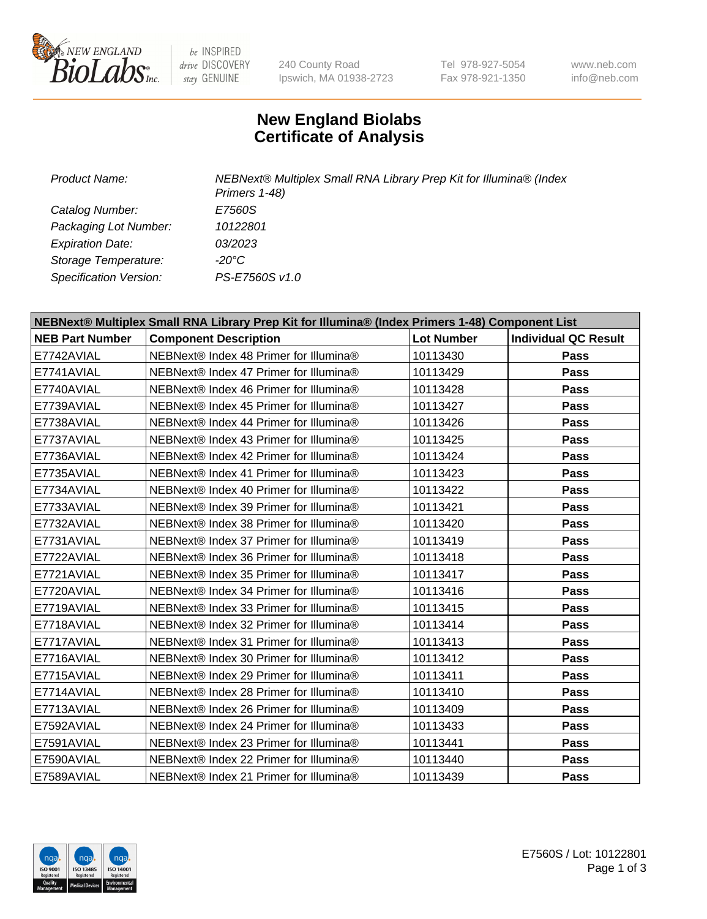240 County Road
Ipswich, MA 01938-2723

Tel 978-927-5054
Fax 978-921-1350

www.neb.com
info@neb.com

# New England Biolabs
# Certificate of Analysis

| | |
|---|---|
| *Product Name:* | *NEBNext® Multiplex Small RNA Library Prep Kit for Illumina® (Index Primers 1-48)* |
| *Catalog Number:* | *E7560S* |
| *Packaging Lot Number:* | *10122801* |
| *Expiration Date:* | *03/2023* |
| *Storage Temperature:* | *-20°C* |
| *Specification Version:* | *PS-E7560S v1.0* |

| **NEBNext® Multiplex Small RNA Library Prep Kit for Illumina® (Index Primers 1-48) Component List** | | | |
|---|---|---|---|
| **NEB Part Number** | **Component Description** | **Lot Number** | **Individual QC Result** |
| E7742AVIAL | NEBNext® Index 48 Primer for Illumina® | 10113430 | **Pass** |
| E7741AVIAL | NEBNext® Index 47 Primer for Illumina® | 10113429 | **Pass** |
| E7740AVIAL | NEBNext® Index 46 Primer for Illumina® | 10113428 | **Pass** |
| E7739AVIAL | NEBNext® Index 45 Primer for Illumina® | 10113427 | **Pass** |
| E7738AVIAL | NEBNext® Index 44 Primer for Illumina® | 10113426 | **Pass** |
| E7737AVIAL | NEBNext® Index 43 Primer for Illumina® | 10113425 | **Pass** |
| E7736AVIAL | NEBNext® Index 42 Primer for Illumina® | 10113424 | **Pass** |
| E7735AVIAL | NEBNext® Index 41 Primer for Illumina® | 10113423 | **Pass** |
| E7734AVIAL | NEBNext® Index 40 Primer for Illumina® | 10113422 | **Pass** |
| E7733AVIAL | NEBNext® Index 39 Primer for Illumina® | 10113421 | **Pass** |
| E7732AVIAL | NEBNext® Index 38 Primer for Illumina® | 10113420 | **Pass** |
| E7731AVIAL | NEBNext® Index 37 Primer for Illumina® | 10113419 | **Pass** |
| E7722AVIAL | NEBNext® Index 36 Primer for Illumina® | 10113418 | **Pass** |
| E7721AVIAL | NEBNext® Index 35 Primer for Illumina® | 10113417 | **Pass** |
| E7720AVIAL | NEBNext® Index 34 Primer for Illumina® | 10113416 | **Pass** |
| E7719AVIAL | NEBNext® Index 33 Primer for Illumina® | 10113415 | **Pass** |
| E7718AVIAL | NEBNext® Index 32 Primer for Illumina® | 10113414 | **Pass** |
| E7717AVIAL | NEBNext® Index 31 Primer for Illumina® | 10113413 | **Pass** |
| E7716AVIAL | NEBNext® Index 30 Primer for Illumina® | 10113412 | **Pass** |
| E7715AVIAL | NEBNext® Index 29 Primer for Illumina® | 10113411 | **Pass** |
| E7714AVIAL | NEBNext® Index 28 Primer for Illumina® | 10113410 | **Pass** |
| E7713AVIAL | NEBNext® Index 26 Primer for Illumina® | 10113409 | **Pass** |
| E7592AVIAL | NEBNext® Index 24 Primer for Illumina® | 10113433 | **Pass** |
| E7591AVIAL | NEBNext® Index 23 Primer for Illumina® | 10113441 | **Pass** |
| E7590AVIAL | NEBNext® Index 22 Primer for Illumina® | 10113440 | **Pass** |
| E7589AVIAL | NEBNext® Index 21 Primer for Illumina® | 10113439 | **Pass** |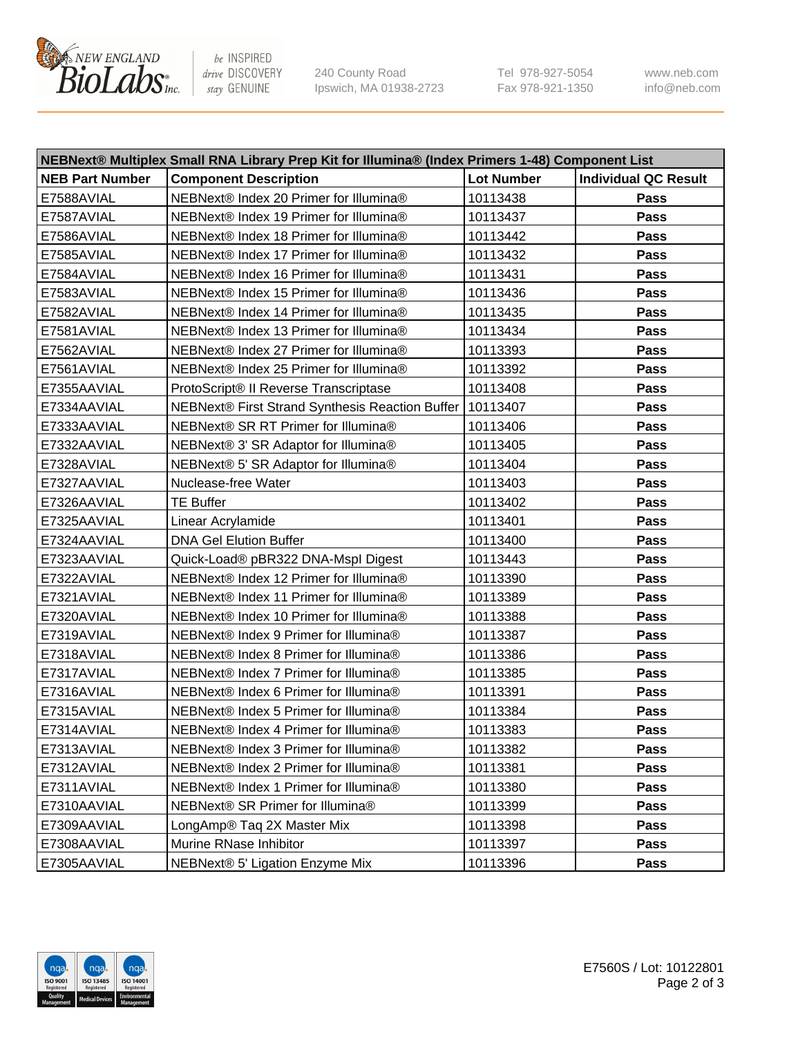| NEBNext® Multiplex Small RNA Library Prep Kit for Illumina® (Index Primers 1-48) Component List | | | |
|---|---|---|---|
| **NEB Part Number** | **Component Description** | **Lot Number** | **Individual QC Result** |
| E7588AVIAL | NEBNext® Index 20 Primer for Illumina® | 10113438 | **Pass** |
| E7587AVIAL | NEBNext® Index 19 Primer for Illumina® | 10113437 | **Pass** |
| E7586AVIAL | NEBNext® Index 18 Primer for Illumina® | 10113442 | **Pass** |
| E7585AVIAL | NEBNext® Index 17 Primer for Illumina® | 10113432 | **Pass** |
| E7584AVIAL | NEBNext® Index 16 Primer for Illumina® | 10113431 | **Pass** |
| E7583AVIAL | NEBNext® Index 15 Primer for Illumina® | 10113436 | **Pass** |
| E7582AVIAL | NEBNext® Index 14 Primer for Illumina® | 10113435 | **Pass** |
| E7581AVIAL | NEBNext® Index 13 Primer for Illumina® | 10113434 | **Pass** |
| E7562AVIAL | NEBNext® Index 27 Primer for Illumina® | 10113393 | **Pass** |
| E7561AVIAL | NEBNext® Index 25 Primer for Illumina® | 10113392 | **Pass** |
| E7355AAVIAL | ProtoScript® II Reverse Transcriptase | 10113408 | **Pass** |
| E7334AAVIAL | NEBNext® First Strand Synthesis Reaction Buffer | 10113407 | **Pass** |
| E7333AAVIAL | NEBNext® SR RT Primer for Illumina® | 10113406 | **Pass** |
| E7332AAVIAL | NEBNext® 3' SR Adaptor for Illumina® | 10113405 | **Pass** |
| E7328AVIAL | NEBNext® 5' SR Adaptor for Illumina® | 10113404 | **Pass** |
| E7327AAVIAL | Nuclease-free Water | 10113403 | **Pass** |
| E7326AAVIAL | TE Buffer | 10113402 | **Pass** |
| E7325AAVIAL | Linear Acrylamide | 10113401 | **Pass** |
| E7324AAVIAL | DNA Gel Elution Buffer | 10113400 | **Pass** |
| E7323AAVIAL | Quick-Load® pBR322 DNA-MspI Digest | 10113443 | **Pass** |
| E7322AVIAL | NEBNext® Index 12 Primer for Illumina® | 10113390 | **Pass** |
| E7321AVIAL | NEBNext® Index 11 Primer for Illumina® | 10113389 | **Pass** |
| E7320AVIAL | NEBNext® Index 10 Primer for Illumina® | 10113388 | **Pass** |
| E7319AVIAL | NEBNext® Index 9 Primer for Illumina® | 10113387 | **Pass** |
| E7318AVIAL | NEBNext® Index 8 Primer for Illumina® | 10113386 | **Pass** |
| E7317AVIAL | NEBNext® Index 7 Primer for Illumina® | 10113385 | **Pass** |
| E7316AVIAL | NEBNext® Index 6 Primer for Illumina® | 10113391 | **Pass** |
| E7315AVIAL | NEBNext® Index 5 Primer for Illumina® | 10113384 | **Pass** |
| E7314AVIAL | NEBNext® Index 4 Primer for Illumina® | 10113383 | **Pass** |
| E7313AVIAL | NEBNext® Index 3 Primer for Illumina® | 10113382 | **Pass** |
| E7312AVIAL | NEBNext® Index 2 Primer for Illumina® | 10113381 | **Pass** |
| E7311AVIAL | NEBNext® Index 1 Primer for Illumina® | 10113380 | **Pass** |
| E7310AAVIAL | NEBNext® SR Primer for Illumina® | 10113399 | **Pass** |
| E7309AAVIAL | LongAmp® Taq 2X Master Mix | 10113398 | **Pass** |
| E7308AAVIAL | Murine RNase Inhibitor | 10113397 | **Pass** |
| E7305AAVIAL | NEBNext® 5' Ligation Enzyme Mix | 10113396 | **Pass** |

E7560S / Lot: 10122801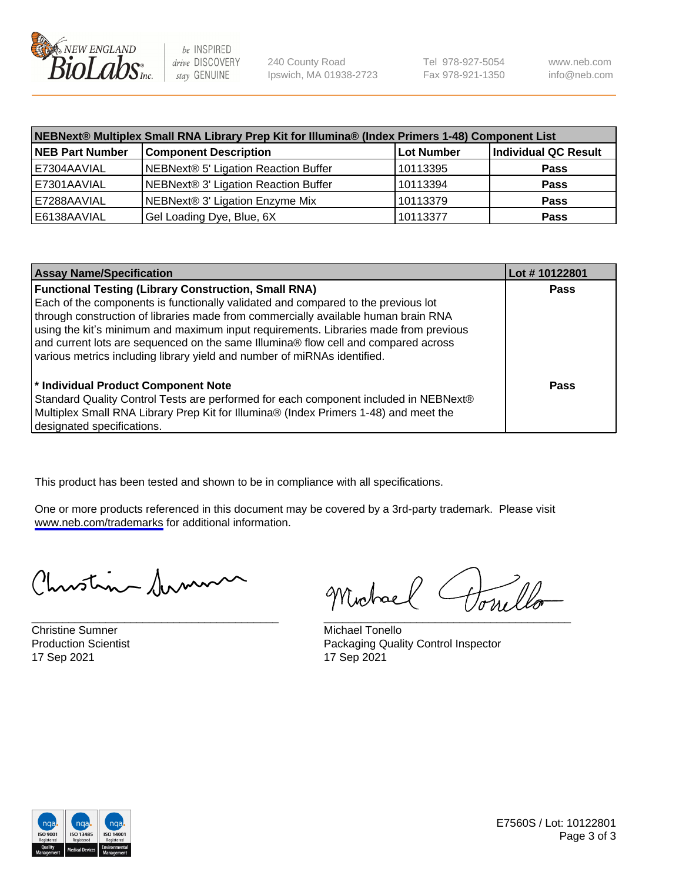| NEBNext® Multiplex Small RNA Library Prep Kit for Illumina® (Index Primers 1-48) Component List | | | |
|---|---|---|---|
| **NEB Part Number** | **Component Description** | **Lot Number** | **Individual QC Result** |
| E7304AAVIAL | NEBNext® 5' Ligation Reaction Buffer | 10113395 | **Pass** |
| E7301AAVIAL | NEBNext® 3' Ligation Reaction Buffer | 10113394 | **Pass** |
| E7288AAVIAL | NEBNext® 3' Ligation Enzyme Mix | 10113379 | **Pass** |
| E6138AAVIAL | Gel Loading Dye, Blue, 6X | 10113377 | **Pass** |

| Assay Name/Specification | Lot # 10122801 |
|---|---|
| **Functional Testing (Library Construction, Small RNA)** Each of the components is functionally validated and compared to the previous lot through construction of libraries made from commercially available human brain RNA using the kit's minimum and maximum input requirements. Libraries made from previous and current lots are sequenced on the same Illumina® flow cell and compared across various metrics including library yield and number of miRNAs identified. | **Pass** |
| **\* Individual Product Component Note** Standard Quality Control Tests are performed for each component included in NEBNext® Multiplex Small RNA Library Prep Kit for Illumina® (Index Primers 1-48) and meet the designated specifications. | **Pass** |

This product has been tested and shown to be in compliance with all specifications.

One or more products referenced in this document may be covered by a 3rd-party trademark. Please visit www.neb.com/trademarks for additional information.

Christine Sumner
Production Scientist
17 Sep 2021

Michael Tonello
Packaging Quality Control Inspector
17 Sep 2021

E7560S / Lot: 10122801